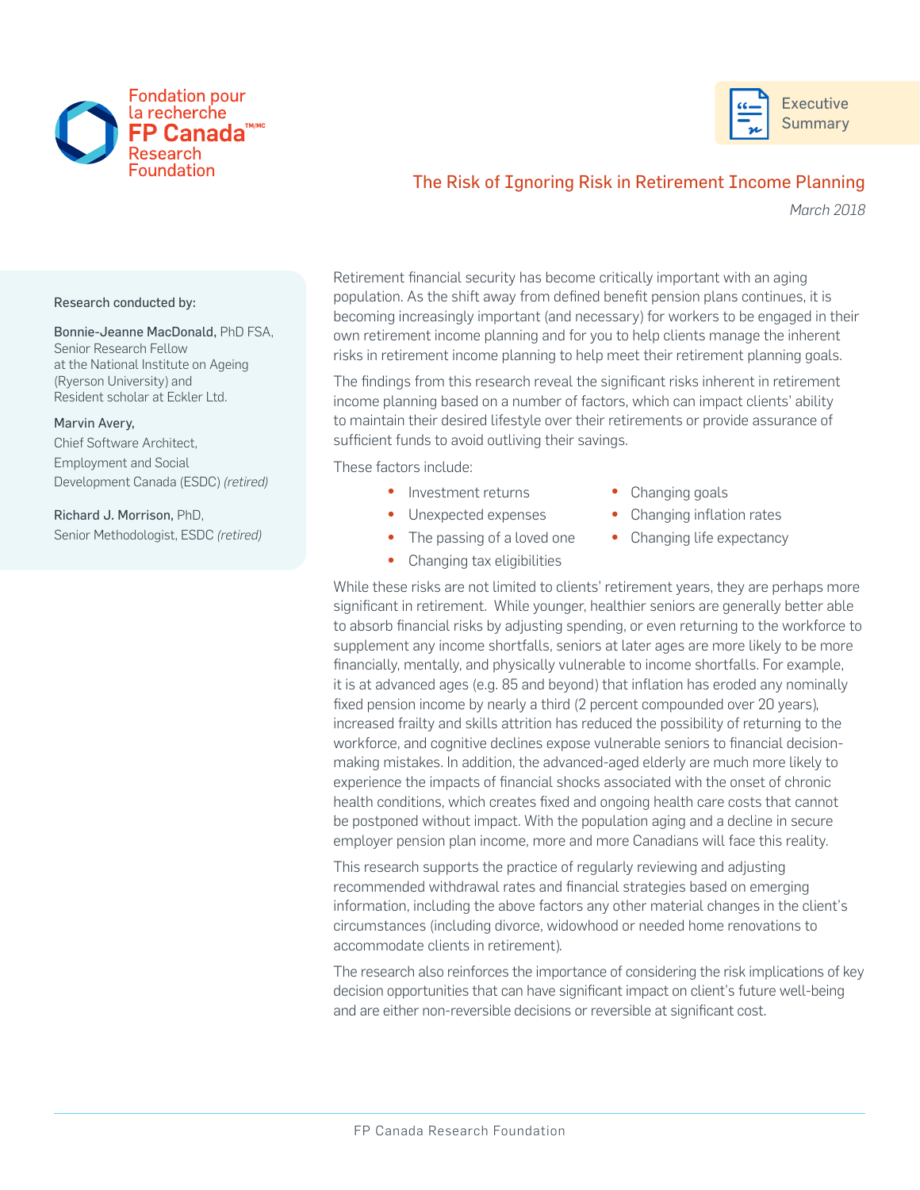Fondation pour la recherche FP Canada™/MC Research Foundation

Executive Summary

# The Risk of Ignoring Risk in Retirement Income Planning

*March 2018*

Research conducted by:

Bonnie-Jeanne MacDonald, PhD FSA,
Senior Research Fellow
at the National Institute on Ageing
(Ryerson University) and
Resident scholar at Eckler Ltd.

Marvin Avery,
Chief Software Architect,
Employment and Social
Development Canada (ESDC) *(retired)*

Richard J. Morrison, PhD,
Senior Methodologist, ESDC *(retired)*

Retirement financial security has become critically important with an aging population. As the shift away from defined benefit pension plans continues, it is becoming increasingly important (and necessary) for workers to be engaged in their own retirement income planning and for you to help clients manage the inherent risks in retirement income planning to help meet their retirement planning goals.

The findings from this research reveal the significant risks inherent in retirement income planning based on a number of factors, which can impact clients' ability to maintain their desired lifestyle over their retirements or provide assurance of sufficient funds to avoid outliving their savings.

These factors include:

- Investment returns
- Unexpected expenses
- The passing of a loved one
- Changing tax eligibilities
- Changing goals
- Changing inflation rates
- Changing life expectancy

While these risks are not limited to clients' retirement years, they are perhaps more significant in retirement. While younger, healthier seniors are generally better able to absorb financial risks by adjusting spending, or even returning to the workforce to supplement any income shortfalls, seniors at later ages are more likely to be more financially, mentally, and physically vulnerable to income shortfalls. For example, it is at advanced ages (e.g. 85 and beyond) that inflation has eroded any nominally fixed pension income by nearly a third (2 percent compounded over 20 years), increased frailty and skills attrition has reduced the possibility of returning to the workforce, and cognitive declines expose vulnerable seniors to financial decision-making mistakes. In addition, the advanced-aged elderly are much more likely to experience the impacts of financial shocks associated with the onset of chronic health conditions, which creates fixed and ongoing health care costs that cannot be postponed without impact. With the population aging and a decline in secure employer pension plan income, more and more Canadians will face this reality.

This research supports the practice of regularly reviewing and adjusting recommended withdrawal rates and financial strategies based on emerging information, including the above factors any other material changes in the client's circumstances (including divorce, widowhood or needed home renovations to accommodate clients in retirement).

The research also reinforces the importance of considering the risk implications of key decision opportunities that can have significant impact on client's future well-being and are either non-reversible decisions or reversible at significant cost.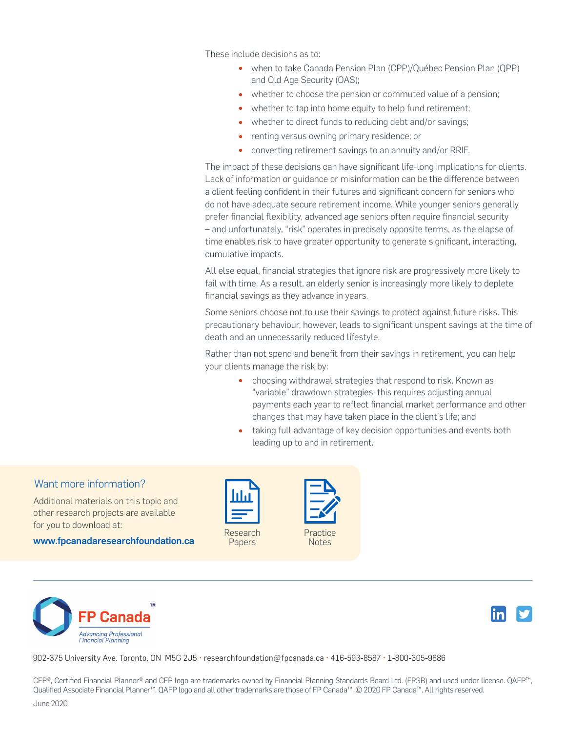These include decisions as to:

- when to take Canada Pension Plan (CPP)/Québec Pension Plan (QPP) and Old Age Security (OAS);
- whether to choose the pension or commuted value of a pension;
- whether to tap into home equity to help fund retirement;
- whether to direct funds to reducing debt and/or savings;
- renting versus owning primary residence; or
- converting retirement savings to an annuity and/or RRIF.

The impact of these decisions can have significant life-long implications for clients. Lack of information or guidance or misinformation can be the difference between a client feeling confident in their futures and significant concern for seniors who do not have adequate secure retirement income. While younger seniors generally prefer financial flexibility, advanced age seniors often require financial security – and unfortunately, "risk" operates in precisely opposite terms, as the elapse of time enables risk to have greater opportunity to generate significant, interacting, cumulative impacts.

All else equal, financial strategies that ignore risk are progressively more likely to fail with time. As a result, an elderly senior is increasingly more likely to deplete financial savings as they advance in years.

Some seniors choose not to use their savings to protect against future risks. This precautionary behaviour, however, leads to significant unspent savings at the time of death and an unnecessarily reduced lifestyle.

Rather than not spend and benefit from their savings in retirement, you can help your clients manage the risk by:

- choosing withdrawal strategies that respond to risk. Known as "variable" drawdown strategies, this requires adjusting annual payments each year to reflect financial market performance and other changes that may have taken place in the client's life; and
- taking full advantage of key decision opportunities and events both leading up to and in retirement.

## Want more information?

Additional materials on this topic and other research projects are available for you to download at:

**www.fpcanadaresearchfoundation.ca**

Research Papers

Practice Notes

FP Canada™

*Advancing Professional Financial Planning*

902-375 University Ave. Toronto, ON M5G 2J5 · researchfoundation@fpcanada.ca · 416-593-8587 · 1-800-305-9886

CFP®, Certified Financial Planner® and CFP logo are trademarks owned by Financial Planning Standards Board Ltd. (FPSB) and used under license. QAFP™, Qualified Associate Financial Planner™, QAFP logo and all other trademarks are those of FP Canada™. © 2020 FP Canada™. All rights reserved.

June 2020